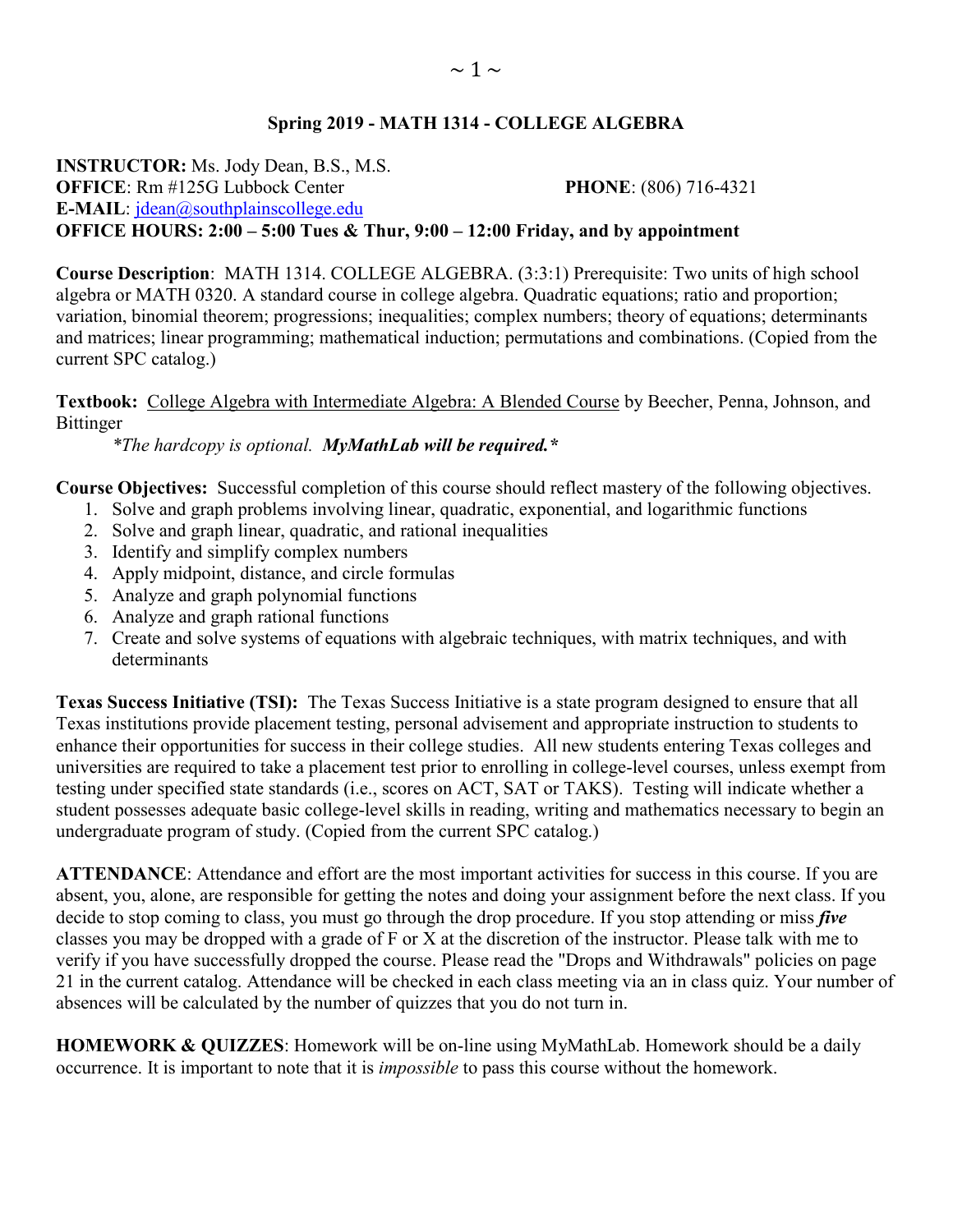# Spring 2019 - MATH 1314 - COLLEGE ALGEBRA

**INSTRUCTOR:** Ms. Jody Dean, B.S., M.S.
**OFFICE**: Rm #125G Lubbock Center **PHONE**: (806) 716-4321
**E-MAIL**: jdean@southplainscollege.edu
**OFFICE HOURS: 2:00 – 5:00 Tues & Thur, 9:00 – 12:00 Friday, and by appointment**

**Course Description**: MATH 1314. COLLEGE ALGEBRA. (3:3:1) Prerequisite: Two units of high school algebra or MATH 0320. A standard course in college algebra. Quadratic equations; ratio and proportion; variation, binomial theorem; progressions; inequalities; complex numbers; theory of equations; determinants and matrices; linear programming; mathematical induction; permutations and combinations. (Copied from the current SPC catalog.)

**Textbook:** College Algebra with Intermediate Algebra: A Blended Course by Beecher, Penna, Johnson, and Bittinger

*\*The hardcopy is optional.* ***MyMathLab will be required.\****

**Course Objectives:** Successful completion of this course should reflect mastery of the following objectives.

1. Solve and graph problems involving linear, quadratic, exponential, and logarithmic functions
2. Solve and graph linear, quadratic, and rational inequalities
3. Identify and simplify complex numbers
4. Apply midpoint, distance, and circle formulas
5. Analyze and graph polynomial functions
6. Analyze and graph rational functions
7. Create and solve systems of equations with algebraic techniques, with matrix techniques, and with determinants

**Texas Success Initiative (TSI):** The Texas Success Initiative is a state program designed to ensure that all Texas institutions provide placement testing, personal advisement and appropriate instruction to students to enhance their opportunities for success in their college studies. All new students entering Texas colleges and universities are required to take a placement test prior to enrolling in college-level courses, unless exempt from testing under specified state standards (i.e., scores on ACT, SAT or TAKS). Testing will indicate whether a student possesses adequate basic college-level skills in reading, writing and mathematics necessary to begin an undergraduate program of study. (Copied from the current SPC catalog.)

**ATTENDANCE**: Attendance and effort are the most important activities for success in this course. If you are absent, you, alone, are responsible for getting the notes and doing your assignment before the next class. If you decide to stop coming to class, you must go through the drop procedure. If you stop attending or miss ***five*** classes you may be dropped with a grade of F or X at the discretion of the instructor. Please talk with me to verify if you have successfully dropped the course. Please read the "Drops and Withdrawals" policies on page 21 in the current catalog. Attendance will be checked in each class meeting via an in class quiz. Your number of absences will be calculated by the number of quizzes that you do not turn in.

**HOMEWORK & QUIZZES**: Homework will be on-line using MyMathLab. Homework should be a daily occurrence. It is important to note that it is *impossible* to pass this course without the homework.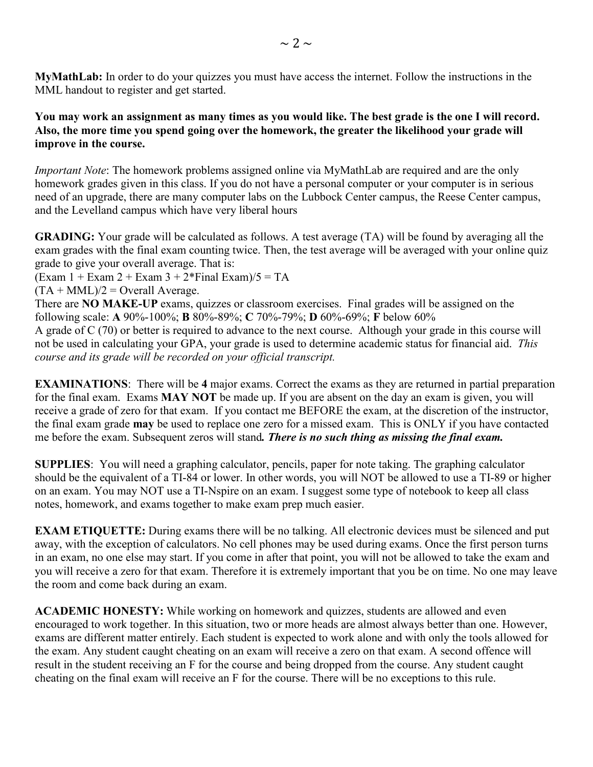**MyMathLab:** In order to do your quizzes you must have access the internet. Follow the instructions in the MML handout to register and get started.

**You may work an assignment as many times as you would like. The best grade is the one I will record. Also, the more time you spend going over the homework, the greater the likelihood your grade will improve in the course.**

*Important Note*: The homework problems assigned online via MyMathLab are required and are the only homework grades given in this class. If you do not have a personal computer or your computer is in serious need of an upgrade, there are many computer labs on the Lubbock Center campus, the Reese Center campus, and the Levelland campus which have very liberal hours

**GRADING:** Your grade will be calculated as follows. A test average (TA) will be found by averaging all the exam grades with the final exam counting twice. Then, the test average will be averaged with your online quiz grade to give your overall average. That is:

(Exam 1 + Exam 2 + Exam 3 + 2*Final Exam)/5 = TA

(TA + MML)/2 = Overall Average.

There are **NO MAKE-UP** exams, quizzes or classroom exercises. Final grades will be assigned on the following scale: **A** 90%-100%; **B** 80%-89%; **C** 70%-79%; **D** 60%-69%; **F** below 60%

A grade of C (70) or better is required to advance to the next course. Although your grade in this course will not be used in calculating your GPA, your grade is used to determine academic status for financial aid. *This course and its grade will be recorded on your official transcript.*

**EXAMINATIONS**: There will be **4** major exams. Correct the exams as they are returned in partial preparation for the final exam. Exams **MAY NOT** be made up. If you are absent on the day an exam is given, you will receive a grade of zero for that exam. If you contact me BEFORE the exam, at the discretion of the instructor, the final exam grade **may** be used to replace one zero for a missed exam. This is ONLY if you have contacted me before the exam. Subsequent zeros will stand***. There is no such thing as missing the final exam.***

**SUPPLIES**: You will need a graphing calculator, pencils, paper for note taking. The graphing calculator should be the equivalent of a TI-84 or lower. In other words, you will NOT be allowed to use a TI-89 or higher on an exam. You may NOT use a TI-Nspire on an exam. I suggest some type of notebook to keep all class notes, homework, and exams together to make exam prep much easier.

**EXAM ETIQUETTE:** During exams there will be no talking. All electronic devices must be silenced and put away, with the exception of calculators. No cell phones may be used during exams. Once the first person turns in an exam, no one else may start. If you come in after that point, you will not be allowed to take the exam and you will receive a zero for that exam. Therefore it is extremely important that you be on time. No one may leave the room and come back during an exam.

**ACADEMIC HONESTY:** While working on homework and quizzes, students are allowed and even encouraged to work together. In this situation, two or more heads are almost always better than one. However, exams are different matter entirely. Each student is expected to work alone and with only the tools allowed for the exam. Any student caught cheating on an exam will receive a zero on that exam. A second offence will result in the student receiving an F for the course and being dropped from the course. Any student caught cheating on the final exam will receive an F for the course. There will be no exceptions to this rule.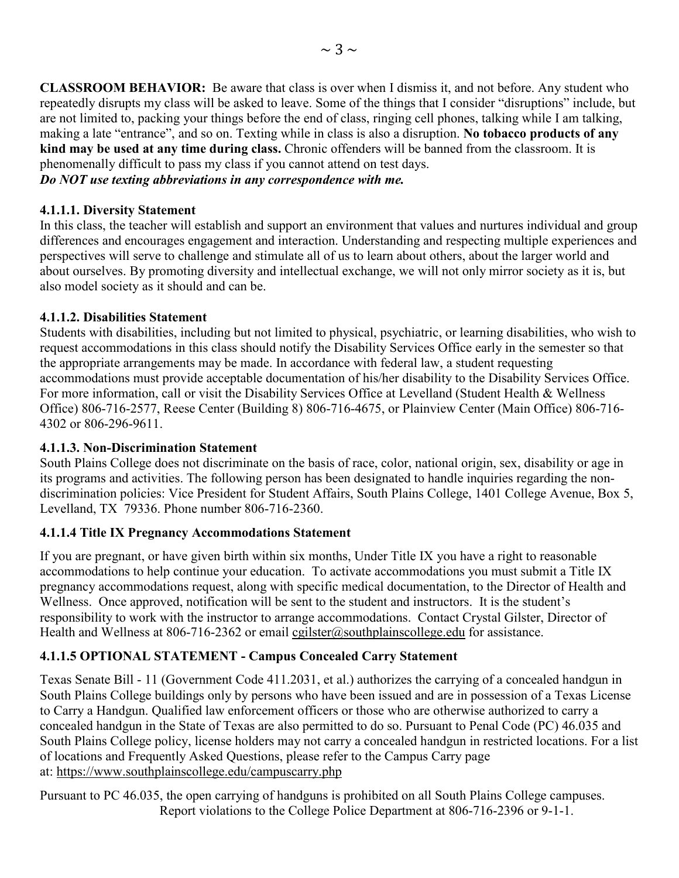**CLASSROOM BEHAVIOR:** Be aware that class is over when I dismiss it, and not before. Any student who repeatedly disrupts my class will be asked to leave. Some of the things that I consider "disruptions" include, but are not limited to, packing your things before the end of class, ringing cell phones, talking while I am talking, making a late "entrance", and so on. Texting while in class is also a disruption. **No tobacco products of any kind may be used at any time during class.** Chronic offenders will be banned from the classroom. It is phenomenally difficult to pass my class if you cannot attend on test days.

***Do NOT use texting abbreviations in any correspondence with me.***

### 4.1.1.1. Diversity Statement

In this class, the teacher will establish and support an environment that values and nurtures individual and group differences and encourages engagement and interaction. Understanding and respecting multiple experiences and perspectives will serve to challenge and stimulate all of us to learn about others, about the larger world and about ourselves. By promoting diversity and intellectual exchange, we will not only mirror society as it is, but also model society as it should and can be.

### 4.1.1.2. Disabilities Statement

Students with disabilities, including but not limited to physical, psychiatric, or learning disabilities, who wish to request accommodations in this class should notify the Disability Services Office early in the semester so that the appropriate arrangements may be made. In accordance with federal law, a student requesting accommodations must provide acceptable documentation of his/her disability to the Disability Services Office. For more information, call or visit the Disability Services Office at Levelland (Student Health & Wellness Office) 806-716-2577, Reese Center (Building 8) 806-716-4675, or Plainview Center (Main Office) 806-716-4302 or 806-296-9611.

### 4.1.1.3. Non-Discrimination Statement

South Plains College does not discriminate on the basis of race, color, national origin, sex, disability or age in its programs and activities. The following person has been designated to handle inquiries regarding the non-discrimination policies: Vice President for Student Affairs, South Plains College, 1401 College Avenue, Box 5, Levelland, TX 79336. Phone number 806-716-2360.

### 4.1.1.4 Title IX Pregnancy Accommodations Statement

If you are pregnant, or have given birth within six months, Under Title IX you have a right to reasonable accommodations to help continue your education. To activate accommodations you must submit a Title IX pregnancy accommodations request, along with specific medical documentation, to the Director of Health and Wellness. Once approved, notification will be sent to the student and instructors. It is the student's responsibility to work with the instructor to arrange accommodations. Contact Crystal Gilster, Director of Health and Wellness at 806-716-2362 or email cgilster@southplainscollege.edu for assistance.

### 4.1.1.5 OPTIONAL STATEMENT - Campus Concealed Carry Statement

Texas Senate Bill - 11 (Government Code 411.2031, et al.) authorizes the carrying of a concealed handgun in South Plains College buildings only by persons who have been issued and are in possession of a Texas License to Carry a Handgun. Qualified law enforcement officers or those who are otherwise authorized to carry a concealed handgun in the State of Texas are also permitted to do so. Pursuant to Penal Code (PC) 46.035 and South Plains College policy, license holders may not carry a concealed handgun in restricted locations. For a list of locations and Frequently Asked Questions, please refer to the Campus Carry page at: https://www.southplainscollege.edu/campuscarry.php

Pursuant to PC 46.035, the open carrying of handguns is prohibited on all South Plains College campuses. Report violations to the College Police Department at 806-716-2396 or 9-1-1.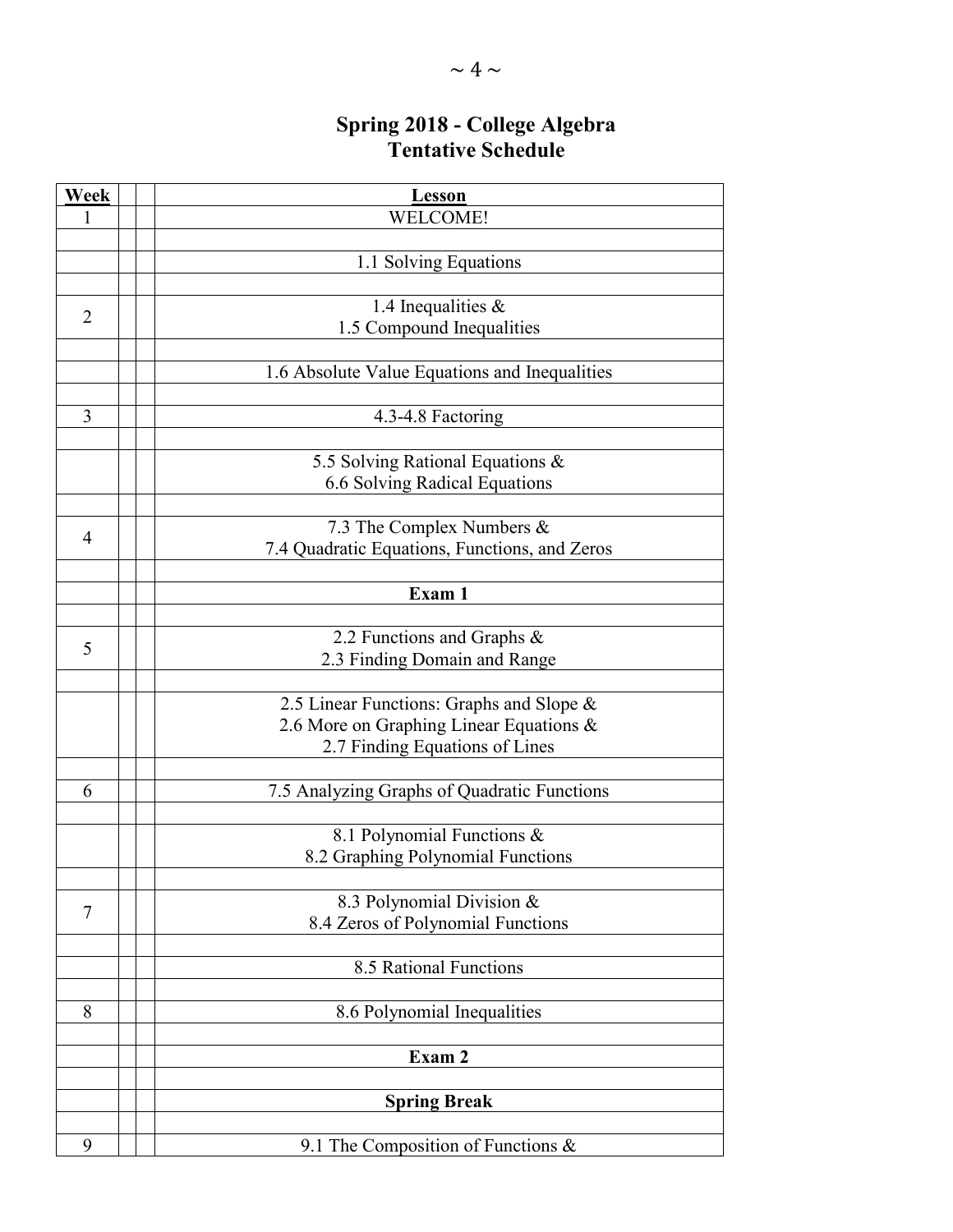# Spring 2018 - College Algebra
## Tentative Schedule

| Week | | | Lesson |
|---|---|---|---|
| 1 | | | WELCOME! |
| | | | |
| | | | 1.1 Solving Equations |
| | | | |
| 2 | | | 1.4 Inequalities & 1.5 Compound Inequalities |
| | | | |
| | | | 1.6 Absolute Value Equations and Inequalities |
| | | | |
| 3 | | | 4.3-4.8 Factoring |
| | | | |
| | | | 5.5 Solving Rational Equations & 6.6 Solving Radical Equations |
| | | | |
| 4 | | | 7.3 The Complex Numbers & 7.4 Quadratic Equations, Functions, and Zeros |
| | | | |
| | | | **Exam 1** |
| | | | |
| 5 | | | 2.2 Functions and Graphs & 2.3 Finding Domain and Range |
| | | | |
| | | | 2.5 Linear Functions: Graphs and Slope & 2.6 More on Graphing Linear Equations & 2.7 Finding Equations of Lines |
| | | | |
| 6 | | | 7.5 Analyzing Graphs of Quadratic Functions |
| | | | |
| | | | 8.1 Polynomial Functions & 8.2 Graphing Polynomial Functions |
| | | | |
| 7 | | | 8.3 Polynomial Division & 8.4 Zeros of Polynomial Functions |
| | | | |
| | | | 8.5 Rational Functions |
| | | | |
| 8 | | | 8.6 Polynomial Inequalities |
| | | | |
| | | | **Exam 2** |
| | | | |
| | | | **Spring Break** |
| | | | |
| 9 | | | 9.1 The Composition of Functions & |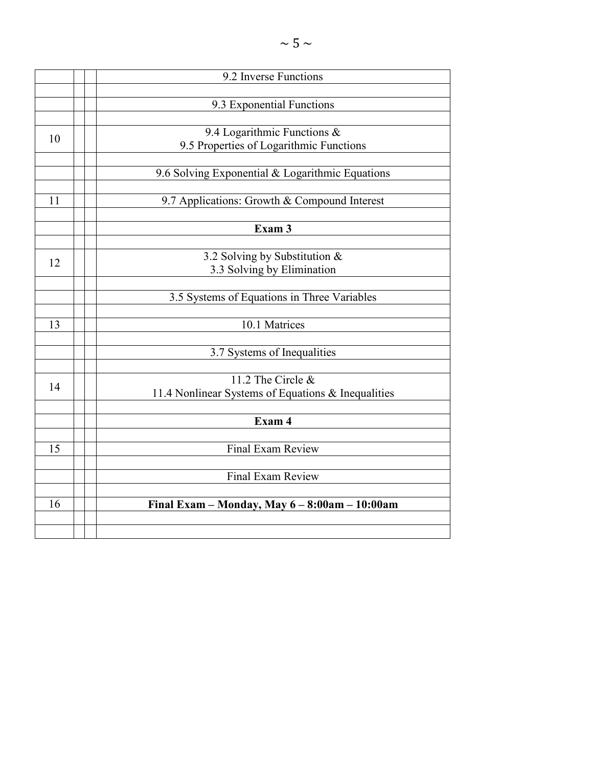| | | | |
|---|---|---|---|
| | | | 9.2 Inverse Functions |
| | | | |
| | | | 9.3 Exponential Functions |
| | | | |
| 10 | | | 9.4 Logarithmic Functions & 9.5 Properties of Logarithmic Functions |
| | | | |
| | | | 9.6 Solving Exponential & Logarithmic Equations |
| | | | |
| 11 | | | 9.7 Applications: Growth & Compound Interest |
| | | | |
| | | | **Exam 3** |
| | | | |
| 12 | | | 3.2 Solving by Substitution & 3.3 Solving by Elimination |
| | | | |
| | | | 3.5 Systems of Equations in Three Variables |
| | | | |
| 13 | | | 10.1 Matrices |
| | | | |
| | | | 3.7 Systems of Inequalities |
| | | | |
| 14 | | | 11.2 The Circle & 11.4 Nonlinear Systems of Equations & Inequalities |
| | | | |
| | | | **Exam 4** |
| | | | |
| 15 | | | Final Exam Review |
| | | | |
| | | | Final Exam Review |
| | | | |
| 16 | | | **Final Exam – Monday, May 6 – 8:00am – 10:00am** |
| | | | |
| | | | |